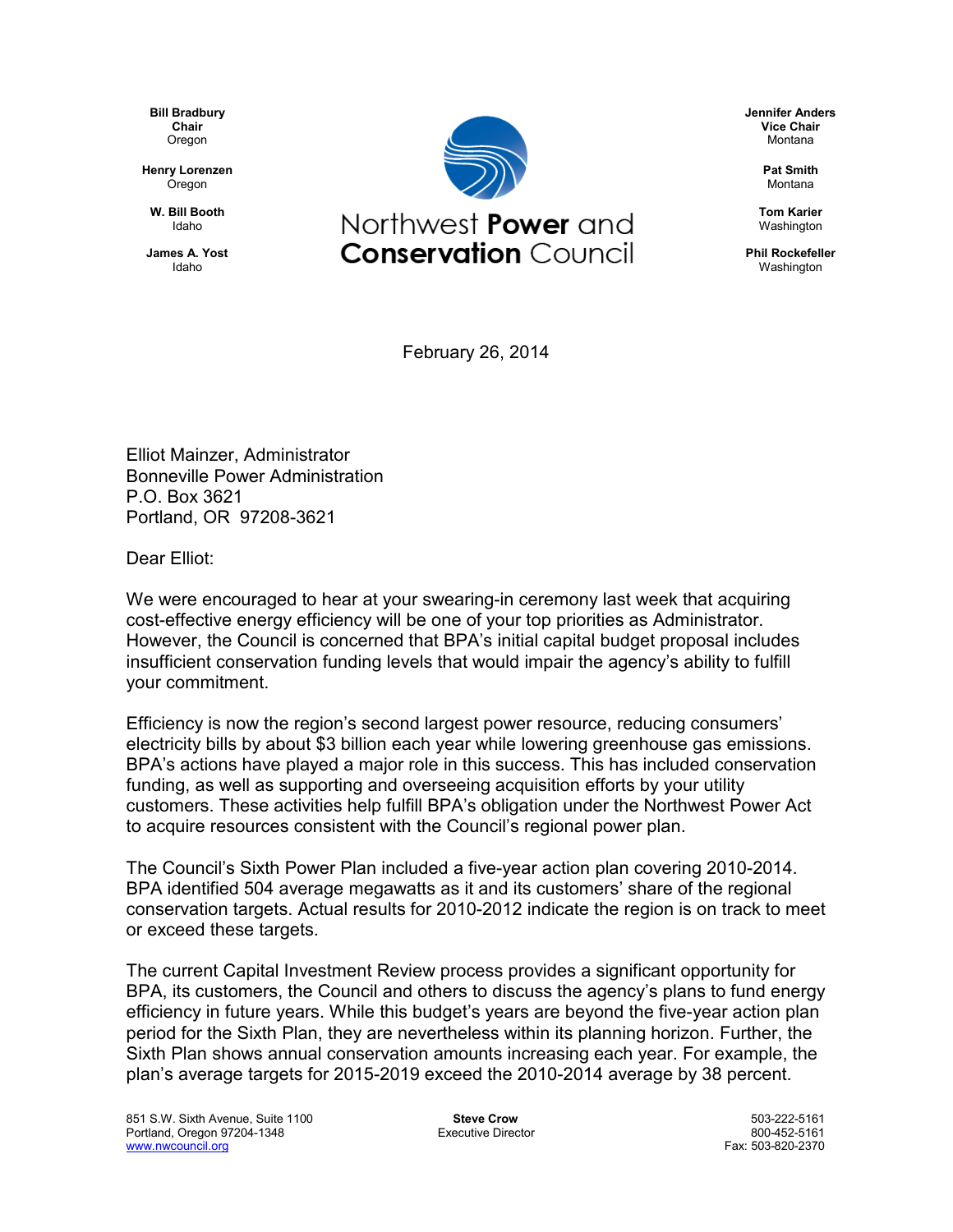Bill Bradbury
Chair
Oregon

Henry Lorenzen
Oregon

W. Bill Booth
Idaho

James A. Yost
Idaho

# Northwest **Power** and **Conservation** Council

Jennifer Anders
Vice Chair
Montana

Pat Smith
Montana

Tom Karier
Washington

Phil Rockefeller
Washington

February 26, 2014

Elliot Mainzer, Administrator
Bonneville Power Administration
P.O. Box 3621
Portland, OR 97208-3621

Dear Elliot:

We were encouraged to hear at your swearing-in ceremony last week that acquiring cost-effective energy efficiency will be one of your top priorities as Administrator. However, the Council is concerned that BPA's initial capital budget proposal includes insufficient conservation funding levels that would impair the agency's ability to fulfill your commitment.

Efficiency is now the region's second largest power resource, reducing consumers' electricity bills by about $3 billion each year while lowering greenhouse gas emissions. BPA's actions have played a major role in this success. This has included conservation funding, as well as supporting and overseeing acquisition efforts by your utility customers. These activities help fulfill BPA's obligation under the Northwest Power Act to acquire resources consistent with the Council's regional power plan.

The Council's Sixth Power Plan included a five-year action plan covering 2010-2014. BPA identified 504 average megawatts as it and its customers' share of the regional conservation targets. Actual results for 2010-2012 indicate the region is on track to meet or exceed these targets.

The current Capital Investment Review process provides a significant opportunity for BPA, its customers, the Council and others to discuss the agency's plans to fund energy efficiency in future years. While this budget's years are beyond the five-year action plan period for the Sixth Plan, they are nevertheless within its planning horizon. Further, the Sixth Plan shows annual conservation amounts increasing each year. For example, the plan's average targets for 2015-2019 exceed the 2010-2014 average by 38 percent.

851 S.W. Sixth Avenue, Suite 1100
Portland, Oregon 97204-1348
www.nwcouncil.org

Steve Crow
Executive Director

503-222-5161
800-452-5161
Fax: 503-820-2370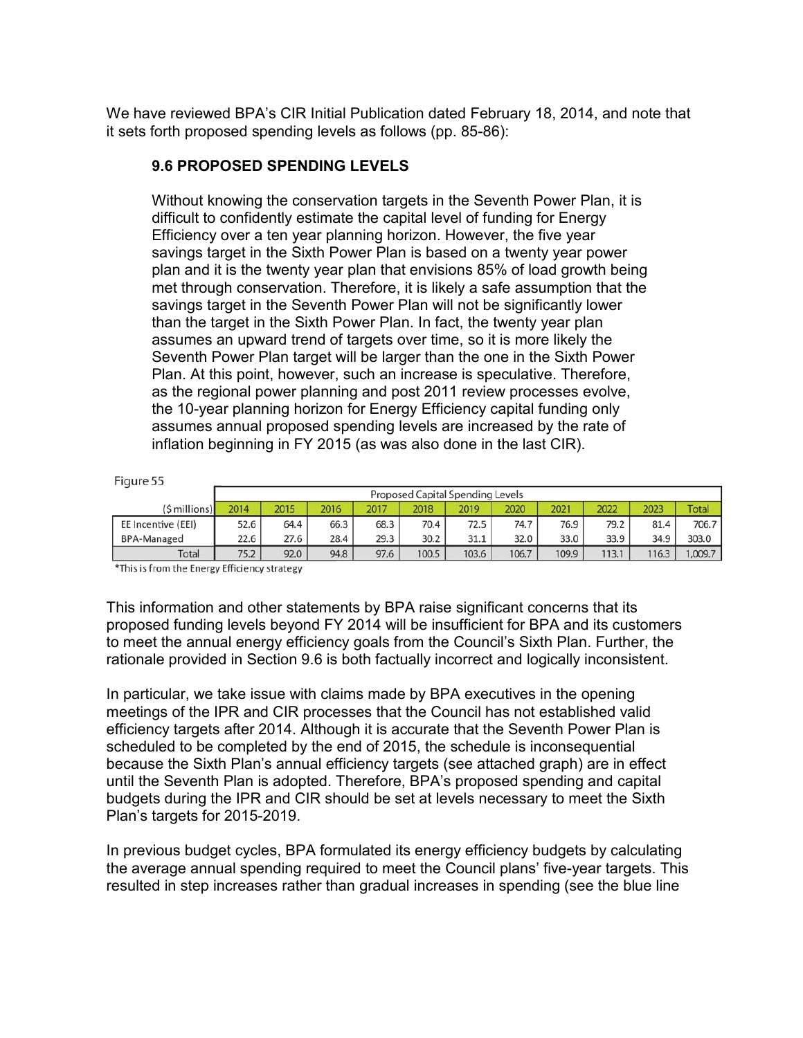We have reviewed BPA's CIR Initial Publication dated February 18, 2014, and note that it sets forth proposed spending levels as follows (pp. 85-86):

> ### 9.6 PROPOSED SPENDING LEVELS
>
> Without knowing the conservation targets in the Seventh Power Plan, it is difficult to confidently estimate the capital level of funding for Energy Efficiency over a ten year planning horizon. However, the five year savings target in the Sixth Power Plan is based on a twenty year power plan and it is the twenty year plan that envisions 85% of load growth being met through conservation. Therefore, it is likely a safe assumption that the savings target in the Seventh Power Plan will not be significantly lower than the target in the Sixth Power Plan. In fact, the twenty year plan assumes an upward trend of targets over time, so it is more likely the Seventh Power Plan target will be larger than the one in the Sixth Power Plan. At this point, however, such an increase is speculative. Therefore, as the regional power planning and post 2011 review processes evolve, the 10-year planning horizon for Energy Efficiency capital funding only assumes annual proposed spending levels are increased by the rate of inflation beginning in FY 2015 (as was also done in the last CIR).

Figure 55

| | Proposed Capital Spending Levels | | | | | | | | | | |
|---|---|---|---|---|---|---|---|---|---|---|---|
| ($ millions) | 2014 | 2015 | 2016 | 2017 | 2018 | 2019 | 2020 | 2021 | 2022 | 2023 | Total |
| EE Incentive (EEI) | 52.6 | 64.4 | 66.3 | 68.3 | 70.4 | 72.5 | 74.7 | 76.9 | 79.2 | 81.4 | 706.7 |
| BPA-Managed | 22.6 | 27.6 | 28.4 | 29.3 | 30.2 | 31.1 | 32.0 | 33.0 | 33.9 | 34.9 | 303.0 |
| Total | 75.2 | 92.0 | 94.8 | 97.6 | 100.5 | 103.6 | 106.7 | 109.9 | 113.1 | 116.3 | 1,009.7 |

*This is from the Energy Efficiency strategy

This information and other statements by BPA raise significant concerns that its proposed funding levels beyond FY 2014 will be insufficient for BPA and its customers to meet the annual energy efficiency goals from the Council's Sixth Plan. Further, the rationale provided in Section 9.6 is both factually incorrect and logically inconsistent.

In particular, we take issue with claims made by BPA executives in the opening meetings of the IPR and CIR processes that the Council has not established valid efficiency targets after 2014. Although it is accurate that the Seventh Power Plan is scheduled to be completed by the end of 2015, the schedule is inconsequential because the Sixth Plan's annual efficiency targets (see attached graph) are in effect until the Seventh Plan is adopted. Therefore, BPA's proposed spending and capital budgets during the IPR and CIR should be set at levels necessary to meet the Sixth Plan's targets for 2015-2019.

In previous budget cycles, BPA formulated its energy efficiency budgets by calculating the average annual spending required to meet the Council plans' five-year targets. This resulted in step increases rather than gradual increases in spending (see the blue line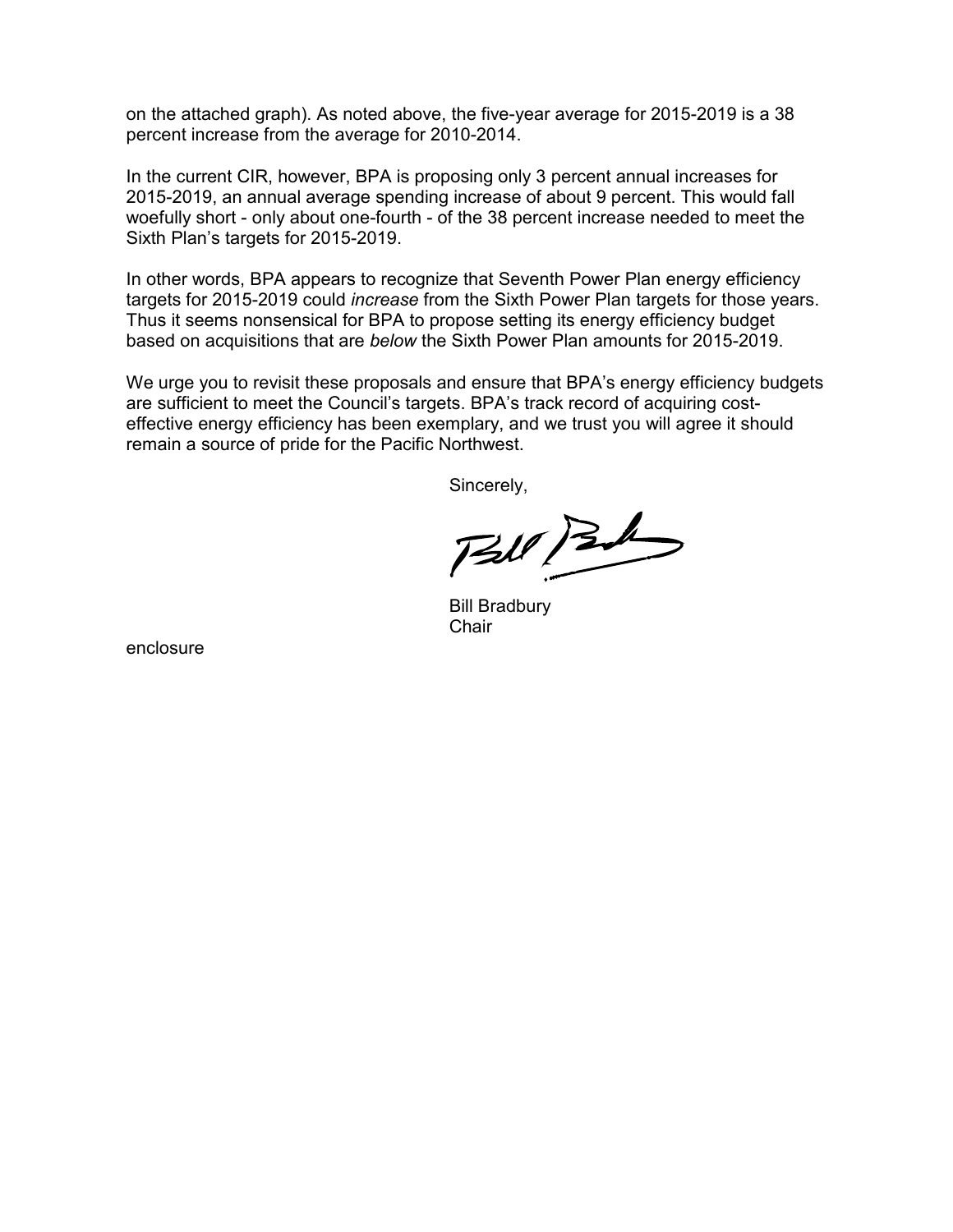on the attached graph). As noted above, the five-year average for 2015-2019 is a 38 percent increase from the average for 2010-2014.

In the current CIR, however, BPA is proposing only 3 percent annual increases for 2015-2019, an annual average spending increase of about 9 percent. This would fall woefully short - only about one-fourth - of the 38 percent increase needed to meet the Sixth Plan's targets for 2015-2019.

In other words, BPA appears to recognize that Seventh Power Plan energy efficiency targets for 2015-2019 could *increase* from the Sixth Power Plan targets for those years. Thus it seems nonsensical for BPA to propose setting its energy efficiency budget based on acquisitions that are *below* the Sixth Power Plan amounts for 2015-2019.

We urge you to revisit these proposals and ensure that BPA's energy efficiency budgets are sufficient to meet the Council's targets. BPA's track record of acquiring cost-effective energy efficiency has been exemplary, and we trust you will agree it should remain a source of pride for the Pacific Northwest.

Sincerely,

Bill Bradbury
Chair

enclosure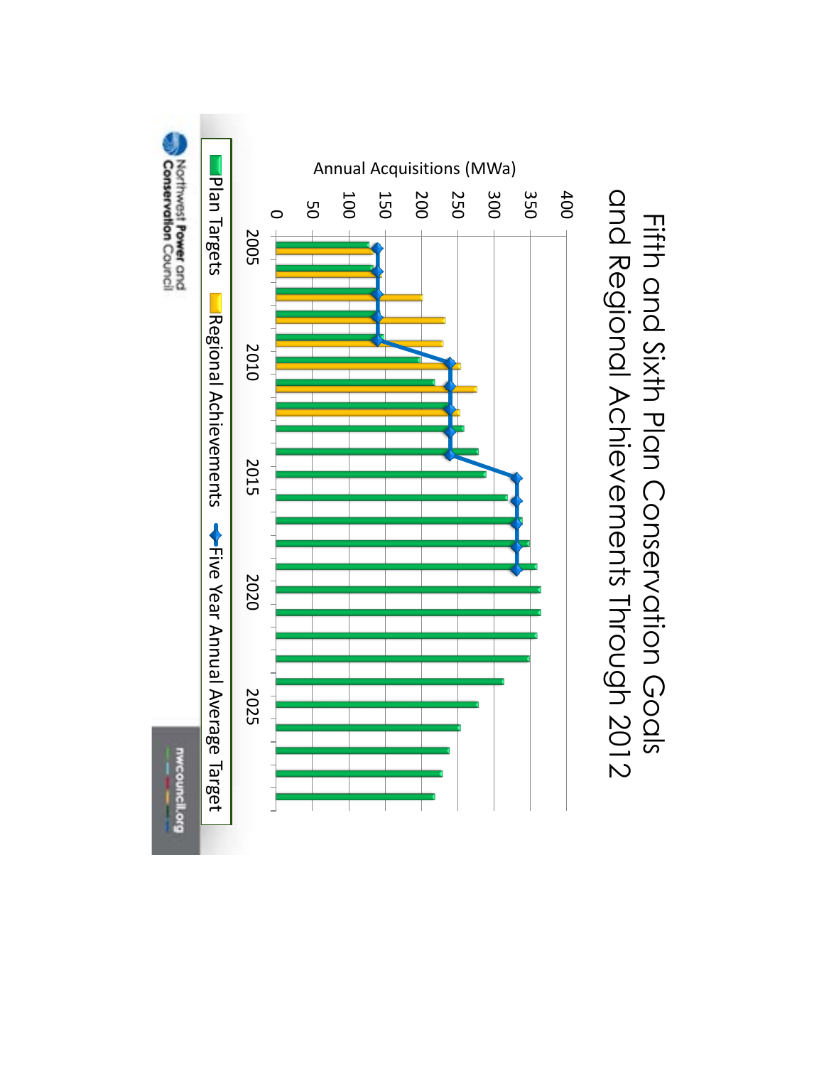# Fifth and Sixth Plan Conservation Goals and Regional Achievements Through 2012

Annual Acquisitions (MWa)

400
350
300
250
200
150
100
50
0

2005
2010
2015
2020
2025

Plan Targets
Regional Achievements
Five Year Annual Average Target

Northwest Power and Conservation Council

nwcouncil.org